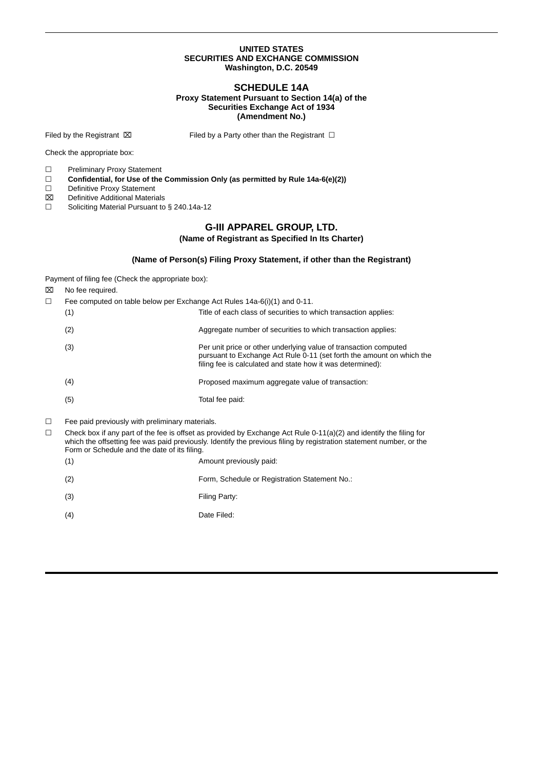**UNITED STATES**
**SECURITIES AND EXCHANGE COMMISSION**
**Washington, D.C. 20549**

# SCHEDULE 14A

**Proxy Statement Pursuant to Section 14(a) of the**
**Securities Exchange Act of 1934**
**(Amendment No.)**

Filed by the Registrant ☒ Filed by a Party other than the Registrant ☐

Check the appropriate box:

☐ Preliminary Proxy Statement
☐ **Confidential, for Use of the Commission Only (as permitted by Rule 14a-6(e)(2))**
☐ Definitive Proxy Statement
☒ Definitive Additional Materials
☐ Soliciting Material Pursuant to § 240.14a-12

## G-III APPAREL GROUP, LTD.

**(Name of Registrant as Specified In Its Charter)**

**(Name of Person(s) Filing Proxy Statement, if other than the Registrant)**

Payment of filing fee (Check the appropriate box):

☒ No fee required.

☐ Fee computed on table below per Exchange Act Rules 14a-6(i)(1) and 0-11.

(1) Title of each class of securities to which transaction applies:

(2) Aggregate number of securities to which transaction applies:

(3) Per unit price or other underlying value of transaction computed pursuant to Exchange Act Rule 0-11 (set forth the amount on which the filing fee is calculated and state how it was determined):

(4) Proposed maximum aggregate value of transaction:

(5) Total fee paid:

☐ Fee paid previously with preliminary materials.

☐ Check box if any part of the fee is offset as provided by Exchange Act Rule 0-11(a)(2) and identify the filing for which the offsetting fee was paid previously. Identify the previous filing by registration statement number, or the Form or Schedule and the date of its filing.

(1) Amount previously paid:

(2) Form, Schedule or Registration Statement No.:

(3) Filing Party:

(4) Date Filed: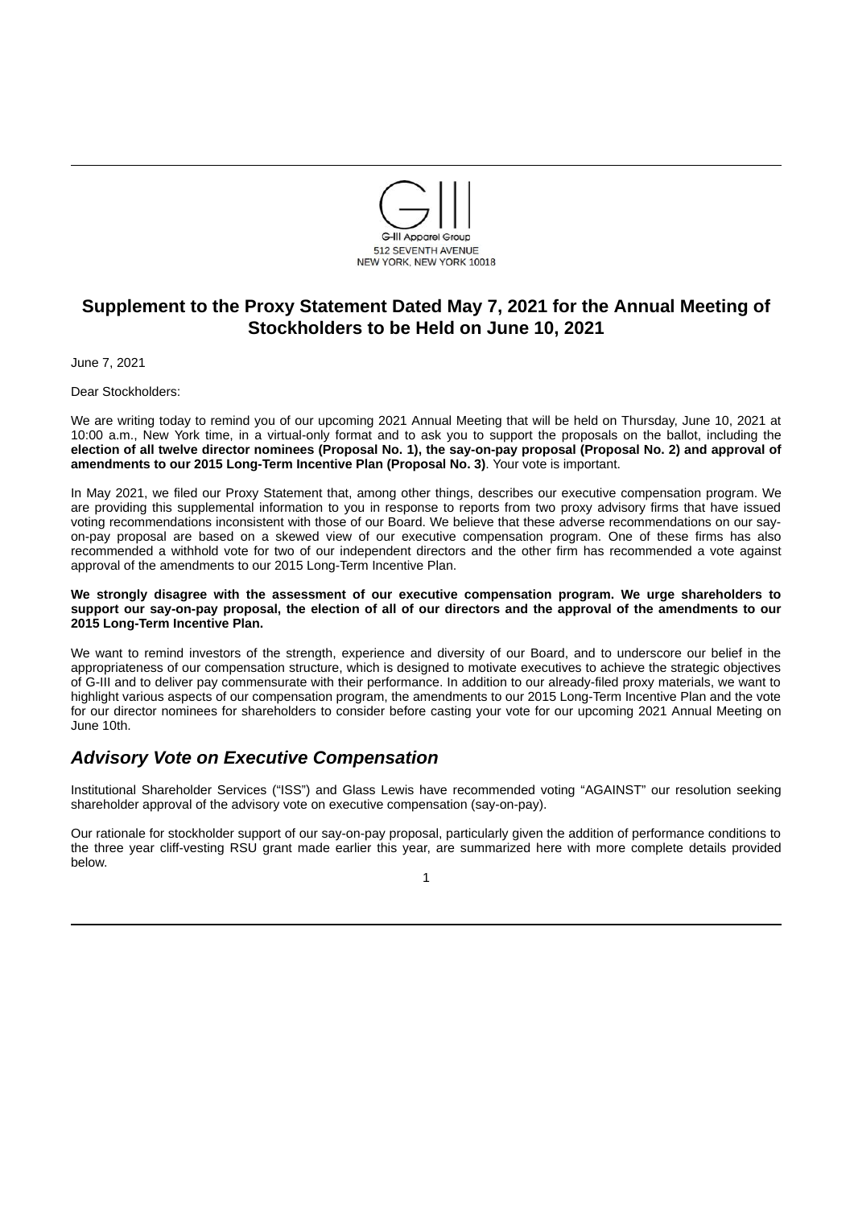G-III Apparel Group
512 SEVENTH AVENUE
NEW YORK, NEW YORK 10018

## Supplement to the Proxy Statement Dated May 7, 2021 for the Annual Meeting of Stockholders to be Held on June 10, 2021

June 7, 2021

Dear Stockholders:

We are writing today to remind you of our upcoming 2021 Annual Meeting that will be held on Thursday, June 10, 2021 at 10:00 a.m., New York time, in a virtual-only format and to ask you to support the proposals on the ballot, including the **election of all twelve director nominees (Proposal No. 1), the say-on-pay proposal (Proposal No. 2) and approval of amendments to our 2015 Long-Term Incentive Plan (Proposal No. 3)**. Your vote is important.

In May 2021, we filed our Proxy Statement that, among other things, describes our executive compensation program. We are providing this supplemental information to you in response to reports from two proxy advisory firms that have issued voting recommendations inconsistent with those of our Board. We believe that these adverse recommendations on our say-on-pay proposal are based on a skewed view of our executive compensation program. One of these firms has also recommended a withhold vote for two of our independent directors and the other firm has recommended a vote against approval of the amendments to our 2015 Long-Term Incentive Plan.

**We strongly disagree with the assessment of our executive compensation program. We urge shareholders to support our say-on-pay proposal, the election of all of our directors and the approval of the amendments to our 2015 Long-Term Incentive Plan.**

We want to remind investors of the strength, experience and diversity of our Board, and to underscore our belief in the appropriateness of our compensation structure, which is designed to motivate executives to achieve the strategic objectives of G-III and to deliver pay commensurate with their performance. In addition to our already-filed proxy materials, we want to highlight various aspects of our compensation program, the amendments to our 2015 Long-Term Incentive Plan and the vote for our director nominees for shareholders to consider before casting your vote for our upcoming 2021 Annual Meeting on June 10th.

## *Advisory Vote on Executive Compensation*

Institutional Shareholder Services ("ISS") and Glass Lewis have recommended voting "AGAINST" our resolution seeking shareholder approval of the advisory vote on executive compensation (say-on-pay).

Our rationale for stockholder support of our say-on-pay proposal, particularly given the addition of performance conditions to the three year cliff-vesting RSU grant made earlier this year, are summarized here with more complete details provided below.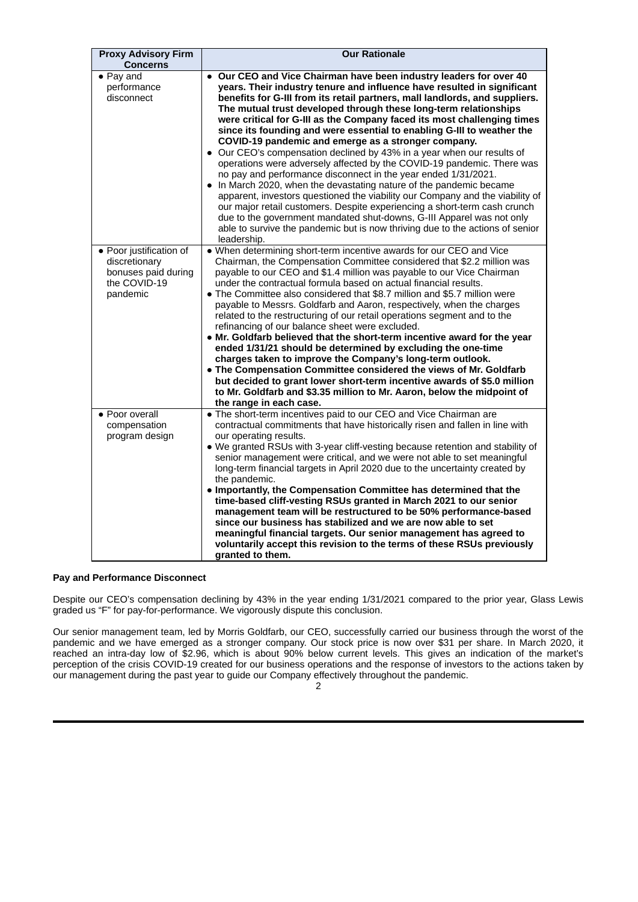| Proxy Advisory Firm Concerns | Our Rationale |
|---|---|
| • Pay and performance disconnect | • **Our CEO and Vice Chairman have been industry leaders for over 40 years. Their industry tenure and influence have resulted in significant benefits for G-III from its retail partners, mall landlords, and suppliers. The mutual trust developed through these long-term relationships were critical for G-III as the Company faced its most challenging times since its founding and were essential to enabling G-III to weather the COVID-19 pandemic and emerge as a stronger company.**<br>• Our CEO's compensation declined by 43% in a year when our results of operations were adversely affected by the COVID-19 pandemic. There was no pay and performance disconnect in the year ended 1/31/2021.<br>• In March 2020, when the devastating nature of the pandemic became apparent, investors questioned the viability our Company and the viability of our major retail customers. Despite experiencing a short-term cash crunch due to the government mandated shut-downs, G-III Apparel was not only able to survive the pandemic but is now thriving due to the actions of senior leadership. |
| • Poor justification of discretionary bonuses paid during the COVID-19 pandemic | • When determining short-term incentive awards for our CEO and Vice Chairman, the Compensation Committee considered that $2.2 million was payable to our CEO and $1.4 million was payable to our Vice Chairman under the contractual formula based on actual financial results.<br>• The Committee also considered that $8.7 million and $5.7 million were payable to Messrs. Goldfarb and Aaron, respectively, when the charges related to the restructuring of our retail operations segment and to the refinancing of our balance sheet were excluded.<br>• **Mr. Goldfarb believed that the short-term incentive award for the year ended 1/31/21 should be determined by excluding the one-time charges taken to improve the Company's long-term outlook.**<br>• **The Compensation Committee considered the views of Mr. Goldfarb but decided to grant lower short-term incentive awards of $5.0 million to Mr. Goldfarb and $3.35 million to Mr. Aaron, below the midpoint of the range in each case.** |
| • Poor overall compensation program design | • The short-term incentives paid to our CEO and Vice Chairman are contractual commitments that have historically risen and fallen in line with our operating results.<br>• We granted RSUs with 3-year cliff-vesting because retention and stability of senior management were critical, and we were not able to set meaningful long-term financial targets in April 2020 due to the uncertainty created by the pandemic.<br>• **Importantly, the Compensation Committee has determined that the time-based cliff-vesting RSUs granted in March 2021 to our senior management team will be restructured to be 50% performance-based since our business has stabilized and we are now able to set meaningful financial targets. Our senior management has agreed to voluntarily accept this revision to the terms of these RSUs previously granted to them.** |

**Pay and Performance Disconnect**

Despite our CEO's compensation declining by 43% in the year ending 1/31/2021 compared to the prior year, Glass Lewis graded us "F" for pay-for-performance. We vigorously dispute this conclusion.

Our senior management team, led by Morris Goldfarb, our CEO, successfully carried our business through the worst of the pandemic and we have emerged as a stronger company. Our stock price is now over $31 per share. In March 2020, it reached an intra-day low of $2.96, which is about 90% below current levels. This gives an indication of the market's perception of the crisis COVID-19 created for our business operations and the response of investors to the actions taken by our management during the past year to guide our Company effectively throughout the pandemic.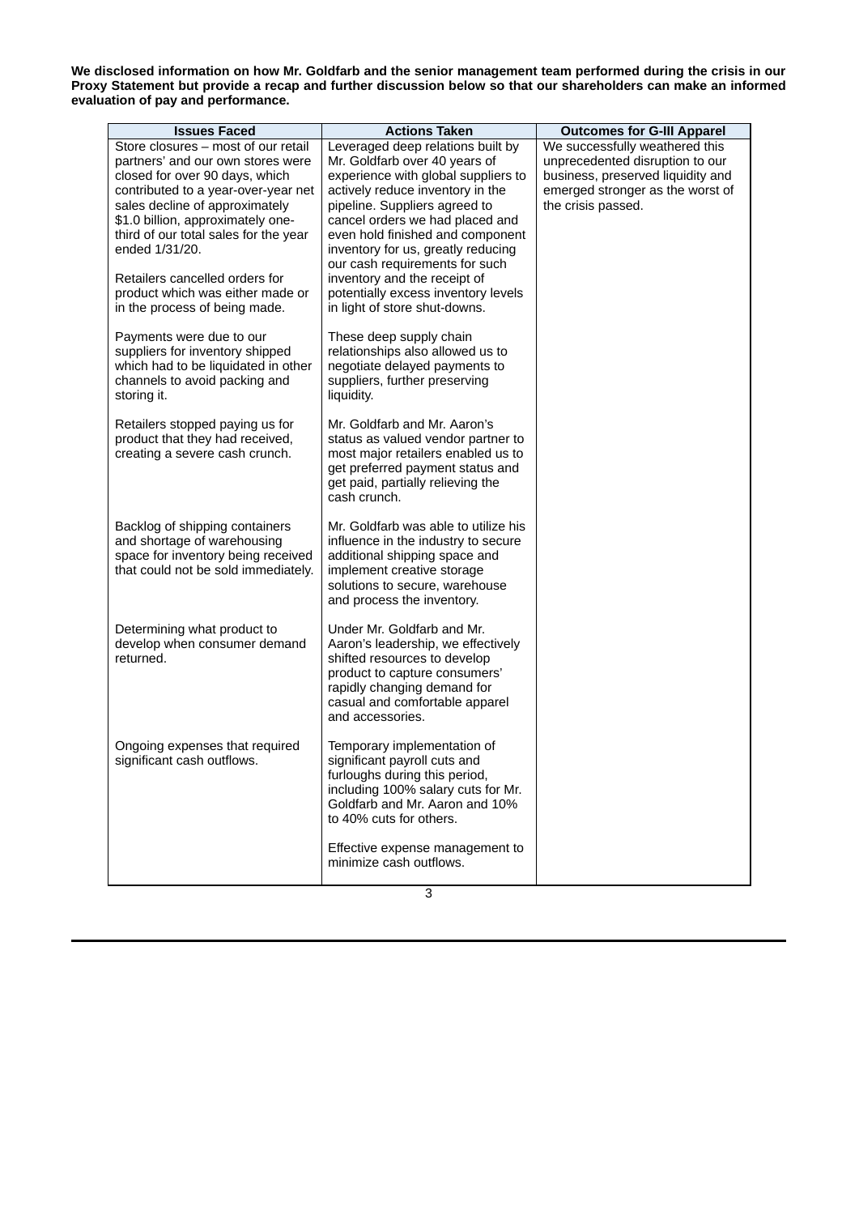**We disclosed information on how Mr. Goldfarb and the senior management team performed during the crisis in our Proxy Statement but provide a recap and further discussion below so that our shareholders can make an informed evaluation of pay and performance.**

| Issues Faced | Actions Taken | Outcomes for G-III Apparel |
|---|---|---|
| Store closures – most of our retail partners' and our own stores were closed for over 90 days, which contributed to a year-over-year net sales decline of approximately $1.0 billion, approximately one-third of our total sales for the year ended 1/31/20.<br><br>Retailers cancelled orders for product which was either made or in the process of being made. | Leveraged deep relations built by Mr. Goldfarb over 40 years of experience with global suppliers to actively reduce inventory in the pipeline. Suppliers agreed to cancel orders we had placed and even hold finished and component inventory for us, greatly reducing our cash requirements for such inventory and the receipt of potentially excess inventory levels in light of store shut-downs. | We successfully weathered this unprecedented disruption to our business, preserved liquidity and emerged stronger as the worst of the crisis passed. |
| Payments were due to our suppliers for inventory shipped which had to be liquidated in other channels to avoid packing and storing it. | These deep supply chain relationships also allowed us to negotiate delayed payments to suppliers, further preserving liquidity. | |
| Retailers stopped paying us for product that they had received, creating a severe cash crunch. | Mr. Goldfarb and Mr. Aaron's status as valued vendor partner to most major retailers enabled us to get preferred payment status and get paid, partially relieving the cash crunch. | |
| Backlog of shipping containers and shortage of warehousing space for inventory being received that could not be sold immediately. | Mr. Goldfarb was able to utilize his influence in the industry to secure additional shipping space and implement creative storage solutions to secure, warehouse and process the inventory. | |
| Determining what product to develop when consumer demand returned. | Under Mr. Goldfarb and Mr. Aaron's leadership, we effectively shifted resources to develop product to capture consumers' rapidly changing demand for casual and comfortable apparel and accessories. | |
| Ongoing expenses that required significant cash outflows. | Temporary implementation of significant payroll cuts and furloughs during this period, including 100% salary cuts for Mr. Goldfarb and Mr. Aaron and 10% to 40% cuts for others.<br><br>Effective expense management to minimize cash outflows. | |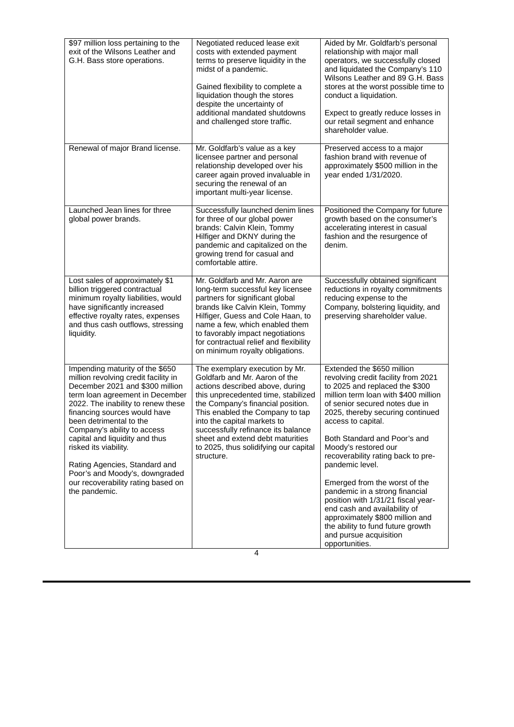| | | |
|---|---|---|
| $97 million loss pertaining to the exit of the Wilsons Leather and G.H. Bass store operations. | Negotiated reduced lease exit costs with extended payment terms to preserve liquidity in the midst of a pandemic.<br><br>Gained flexibility to complete a liquidation though the stores despite the uncertainty of additional mandated shutdowns and challenged store traffic. | Aided by Mr. Goldfarb's personal relationship with major mall operators, we successfully closed and liquidated the Company's 110 Wilsons Leather and 89 G.H. Bass stores at the worst possible time to conduct a liquidation.<br><br>Expect to greatly reduce losses in our retail segment and enhance shareholder value. |
| Renewal of major Brand license. | Mr. Goldfarb's value as a key licensee partner and personal relationship developed over his career again proved invaluable in securing the renewal of an important multi-year license. | Preserved access to a major fashion brand with revenue of approximately $500 million in the year ended 1/31/2020. |
| Launched Jean lines for three global power brands. | Successfully launched denim lines for three of our global power brands: Calvin Klein, Tommy Hilfiger and DKNY during the pandemic and capitalized on the growing trend for casual and comfortable attire. | Positioned the Company for future growth based on the consumer's accelerating interest in casual fashion and the resurgence of denim. |
| Lost sales of approximately $1 billion triggered contractual minimum royalty liabilities, would have significantly increased effective royalty rates, expenses and thus cash outflows, stressing liquidity. | Mr. Goldfarb and Mr. Aaron are long-term successful key licensee partners for significant global brands like Calvin Klein, Tommy Hilfiger, Guess and Cole Haan, to name a few, which enabled them to favorably impact negotiations for contractual relief and flexibility on minimum royalty obligations. | Successfully obtained significant reductions in royalty commitments reducing expense to the Company, bolstering liquidity, and preserving shareholder value. |
| Impending maturity of the $650 million revolving credit facility in December 2021 and $300 million term loan agreement in December 2022. The inability to renew these financing sources would have been detrimental to the Company's ability to access capital and liquidity and thus risked its viability.<br><br>Rating Agencies, Standard and Poor's and Moody's, downgraded our recoverability rating based on the pandemic. | The exemplary execution by Mr. Goldfarb and Mr. Aaron of the actions described above, during this unprecedented time, stabilized the Company's financial position. This enabled the Company to tap into the capital markets to successfully refinance its balance sheet and extend debt maturities to 2025, thus solidifying our capital structure. | Extended the $650 million revolving credit facility from 2021 to 2025 and replaced the $300 million term loan with $400 million of senior secured notes due in 2025, thereby securing continued access to capital.<br><br>Both Standard and Poor's and Moody's restored our recoverability rating back to pre-pandemic level.<br><br>Emerged from the worst of the pandemic in a strong financial position with 1/31/21 fiscal year-end cash and availability of approximately $800 million and the ability to fund future growth and pursue acquisition opportunities. |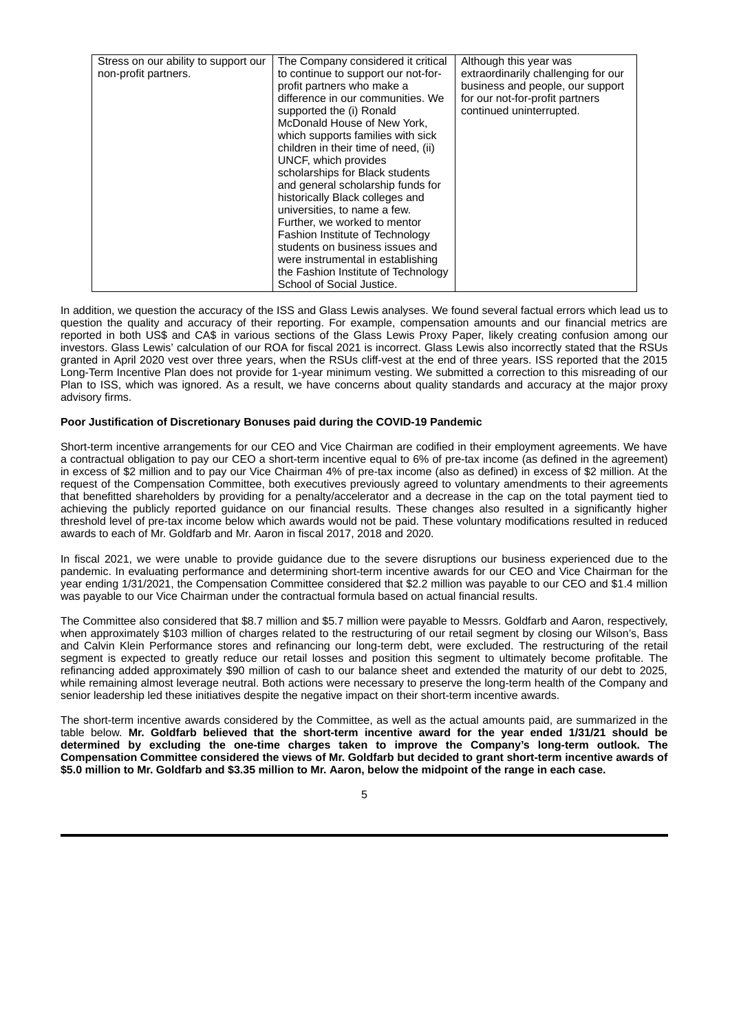| Stress on our ability to support our non-profit partners. | The Company considered it critical to continue to support our not-for-profit partners who make a difference in our communities. We supported the (i) Ronald McDonald House of New York, which supports families with sick children in their time of need, (ii) UNCF, which provides scholarships for Black students and general scholarship funds for historically Black colleges and universities, to name a few. Further, we worked to mentor Fashion Institute of Technology students on business issues and were instrumental in establishing the Fashion Institute of Technology School of Social Justice. | Although this year was extraordinarily challenging for our business and people, our support for our not-for-profit partners continued uninterrupted. |
|---|---|---|

In addition, we question the accuracy of the ISS and Glass Lewis analyses. We found several factual errors which lead us to question the quality and accuracy of their reporting. For example, compensation amounts and our financial metrics are reported in both US$ and CA$ in various sections of the Glass Lewis Proxy Paper, likely creating confusion among our investors. Glass Lewis' calculation of our ROA for fiscal 2021 is incorrect. Glass Lewis also incorrectly stated that the RSUs granted in April 2020 vest over three years, when the RSUs cliff-vest at the end of three years. ISS reported that the 2015 Long-Term Incentive Plan does not provide for 1-year minimum vesting. We submitted a correction to this misreading of our Plan to ISS, which was ignored. As a result, we have concerns about quality standards and accuracy at the major proxy advisory firms.

**Poor Justification of Discretionary Bonuses paid during the COVID-19 Pandemic**

Short-term incentive arrangements for our CEO and Vice Chairman are codified in their employment agreements. We have a contractual obligation to pay our CEO a short-term incentive equal to 6% of pre-tax income (as defined in the agreement) in excess of \$2 million and to pay our Vice Chairman 4% of pre-tax income (also as defined) in excess of \$2 million. At the request of the Compensation Committee, both executives previously agreed to voluntary amendments to their agreements that benefitted shareholders by providing for a penalty/accelerator and a decrease in the cap on the total payment tied to achieving the publicly reported guidance on our financial results. These changes also resulted in a significantly higher threshold level of pre-tax income below which awards would not be paid. These voluntary modifications resulted in reduced awards to each of Mr. Goldfarb and Mr. Aaron in fiscal 2017, 2018 and 2020.

In fiscal 2021, we were unable to provide guidance due to the severe disruptions our business experienced due to the pandemic. In evaluating performance and determining short-term incentive awards for our CEO and Vice Chairman for the year ending 1/31/2021, the Compensation Committee considered that \$2.2 million was payable to our CEO and \$1.4 million was payable to our Vice Chairman under the contractual formula based on actual financial results.

The Committee also considered that \$8.7 million and \$5.7 million were payable to Messrs. Goldfarb and Aaron, respectively, when approximately \$103 million of charges related to the restructuring of our retail segment by closing our Wilson's, Bass and Calvin Klein Performance stores and refinancing our long-term debt, were excluded. The restructuring of the retail segment is expected to greatly reduce our retail losses and position this segment to ultimately become profitable. The refinancing added approximately \$90 million of cash to our balance sheet and extended the maturity of our debt to 2025, while remaining almost leverage neutral. Both actions were necessary to preserve the long-term health of the Company and senior leadership led these initiatives despite the negative impact on their short-term incentive awards.

The short-term incentive awards considered by the Committee, as well as the actual amounts paid, are summarized in the table below. **Mr. Goldfarb believed that the short-term incentive award for the year ended 1/31/21 should be determined by excluding the one-time charges taken to improve the Company's long-term outlook. The Compensation Committee considered the views of Mr. Goldfarb but decided to grant short-term incentive awards of \$5.0 million to Mr. Goldfarb and \$3.35 million to Mr. Aaron, below the midpoint of the range in each case.**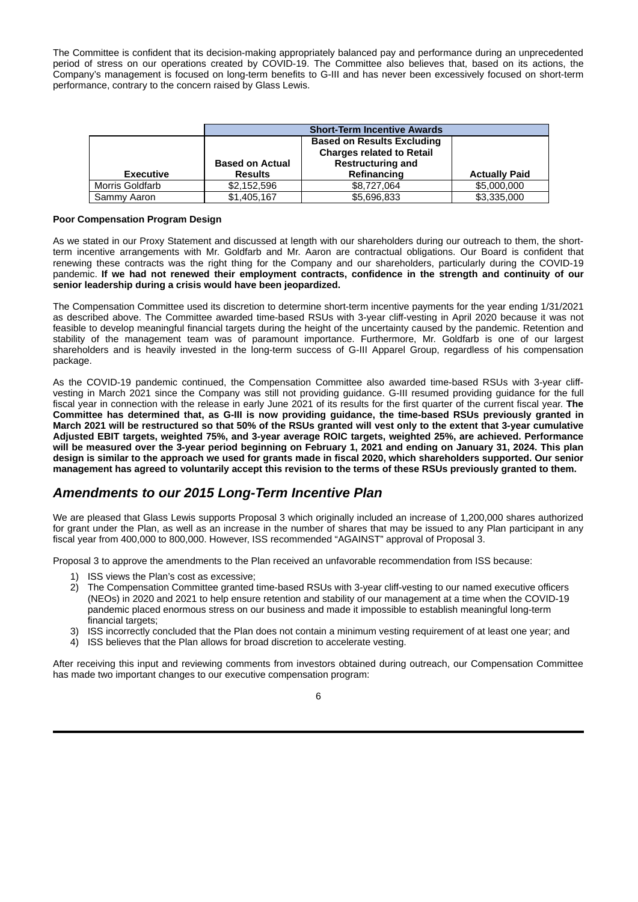The Committee is confident that its decision-making appropriately balanced pay and performance during an unprecedented period of stress on our operations created by COVID-19. The Committee also believes that, based on its actions, the Company's management is focused on long-term benefits to G-III and has never been excessively focused on short-term performance, contrary to the concern raised by Glass Lewis.

| | Short-Term Incentive Awards | | |
|---|---|---|---|
| **Executive** | **Based on Actual Results** | **Based on Results Excluding Charges related to Retail Restructuring and Refinancing** | **Actually Paid** |
| Morris Goldfarb | $2,152,596 | $8,727,064 | $5,000,000 |
| Sammy Aaron | $1,405,167 | $5,696,833 | $3,335,000 |

**Poor Compensation Program Design**

As we stated in our Proxy Statement and discussed at length with our shareholders during our outreach to them, the short-term incentive arrangements with Mr. Goldfarb and Mr. Aaron are contractual obligations. Our Board is confident that renewing these contracts was the right thing for the Company and our shareholders, particularly during the COVID-19 pandemic. **If we had not renewed their employment contracts, confidence in the strength and continuity of our senior leadership during a crisis would have been jeopardized.**

The Compensation Committee used its discretion to determine short-term incentive payments for the year ending 1/31/2021 as described above. The Committee awarded time-based RSUs with 3-year cliff-vesting in April 2020 because it was not feasible to develop meaningful financial targets during the height of the uncertainty caused by the pandemic. Retention and stability of the management team was of paramount importance. Furthermore, Mr. Goldfarb is one of our largest shareholders and is heavily invested in the long-term success of G-III Apparel Group, regardless of his compensation package.

As the COVID-19 pandemic continued, the Compensation Committee also awarded time-based RSUs with 3-year cliff-vesting in March 2021 since the Company was still not providing guidance. G-III resumed providing guidance for the full fiscal year in connection with the release in early June 2021 of its results for the first quarter of the current fiscal year. **The Committee has determined that, as G-III is now providing guidance, the time-based RSUs previously granted in March 2021 will be restructured so that 50% of the RSUs granted will vest only to the extent that 3-year cumulative Adjusted EBIT targets, weighted 75%, and 3-year average ROIC targets, weighted 25%, are achieved. Performance will be measured over the 3-year period beginning on February 1, 2021 and ending on January 31, 2024. This plan design is similar to the approach we used for grants made in fiscal 2020, which shareholders supported. Our senior management has agreed to voluntarily accept this revision to the terms of these RSUs previously granted to them.**

## *Amendments to our 2015 Long-Term Incentive Plan*

We are pleased that Glass Lewis supports Proposal 3 which originally included an increase of 1,200,000 shares authorized for grant under the Plan, as well as an increase in the number of shares that may be issued to any Plan participant in any fiscal year from 400,000 to 800,000. However, ISS recommended "AGAINST" approval of Proposal 3.

Proposal 3 to approve the amendments to the Plan received an unfavorable recommendation from ISS because:

1) ISS views the Plan's cost as excessive;
2) The Compensation Committee granted time-based RSUs with 3-year cliff-vesting to our named executive officers (NEOs) in 2020 and 2021 to help ensure retention and stability of our management at a time when the COVID-19 pandemic placed enormous stress on our business and made it impossible to establish meaningful long-term financial targets;
3) ISS incorrectly concluded that the Plan does not contain a minimum vesting requirement of at least one year; and
4) ISS believes that the Plan allows for broad discretion to accelerate vesting.

After receiving this input and reviewing comments from investors obtained during outreach, our Compensation Committee has made two important changes to our executive compensation program: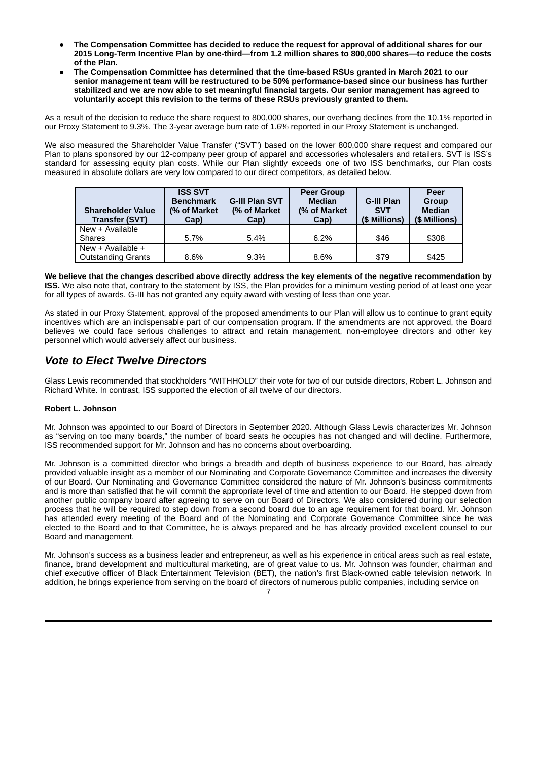- **The Compensation Committee has decided to reduce the request for approval of additional shares for our 2015 Long-Term Incentive Plan by one-third—from 1.2 million shares to 800,000 shares—to reduce the costs of the Plan.**
- **The Compensation Committee has determined that the time-based RSUs granted in March 2021 to our senior management team will be restructured to be 50% performance-based since our business has further stabilized and we are now able to set meaningful financial targets. Our senior management has agreed to voluntarily accept this revision to the terms of these RSUs previously granted to them.**

As a result of the decision to reduce the share request to 800,000 shares, our overhang declines from the 10.1% reported in our Proxy Statement to 9.3%. The 3-year average burn rate of 1.6% reported in our Proxy Statement is unchanged.

We also measured the Shareholder Value Transfer ("SVT") based on the lower 800,000 share request and compared our Plan to plans sponsored by our 12-company peer group of apparel and accessories wholesalers and retailers. SVT is ISS's standard for assessing equity plan costs. While our Plan slightly exceeds one of two ISS benchmarks, our Plan costs measured in absolute dollars are very low compared to our direct competitors, as detailed below.

| Shareholder Value Transfer (SVT) | ISS SVT Benchmark (% of Market Cap) | G-III Plan SVT (% of Market Cap) | Peer Group Median (% of Market Cap) | G-III Plan SVT ($ Millions) | Peer Group Median ($ Millions) |
|---|---|---|---|---|---|
| New + Available Shares | 5.7% | 5.4% | 6.2% | $46 | $308 |
| New + Available + Outstanding Grants | 8.6% | 9.3% | 8.6% | $79 | $425 |

**We believe that the changes described above directly address the key elements of the negative recommendation by ISS.** We also note that, contrary to the statement by ISS, the Plan provides for a minimum vesting period of at least one year for all types of awards. G-III has not granted any equity award with vesting of less than one year.

As stated in our Proxy Statement, approval of the proposed amendments to our Plan will allow us to continue to grant equity incentives which are an indispensable part of our compensation program. If the amendments are not approved, the Board believes we could face serious challenges to attract and retain management, non-employee directors and other key personnel which would adversely affect our business.

## ***Vote to Elect Twelve Directors***

Glass Lewis recommended that stockholders "WITHHOLD" their vote for two of our outside directors, Robert L. Johnson and Richard White. In contrast, ISS supported the election of all twelve of our directors.

**Robert L. Johnson**

Mr. Johnson was appointed to our Board of Directors in September 2020. Although Glass Lewis characterizes Mr. Johnson as "serving on too many boards," the number of board seats he occupies has not changed and will decline. Furthermore, ISS recommended support for Mr. Johnson and has no concerns about overboarding.

Mr. Johnson is a committed director who brings a breadth and depth of business experience to our Board, has already provided valuable insight as a member of our Nominating and Corporate Governance Committee and increases the diversity of our Board. Our Nominating and Governance Committee considered the nature of Mr. Johnson's business commitments and is more than satisfied that he will commit the appropriate level of time and attention to our Board. He stepped down from another public company board after agreeing to serve on our Board of Directors. We also considered during our selection process that he will be required to step down from a second board due to an age requirement for that board. Mr. Johnson has attended every meeting of the Board and of the Nominating and Corporate Governance Committee since he was elected to the Board and to that Committee, he is always prepared and he has already provided excellent counsel to our Board and management.

Mr. Johnson's success as a business leader and entrepreneur, as well as his experience in critical areas such as real estate, finance, brand development and multicultural marketing, are of great value to us. Mr. Johnson was founder, chairman and chief executive officer of Black Entertainment Television (BET), the nation's first Black-owned cable television network. In addition, he brings experience from serving on the board of directors of numerous public companies, including service on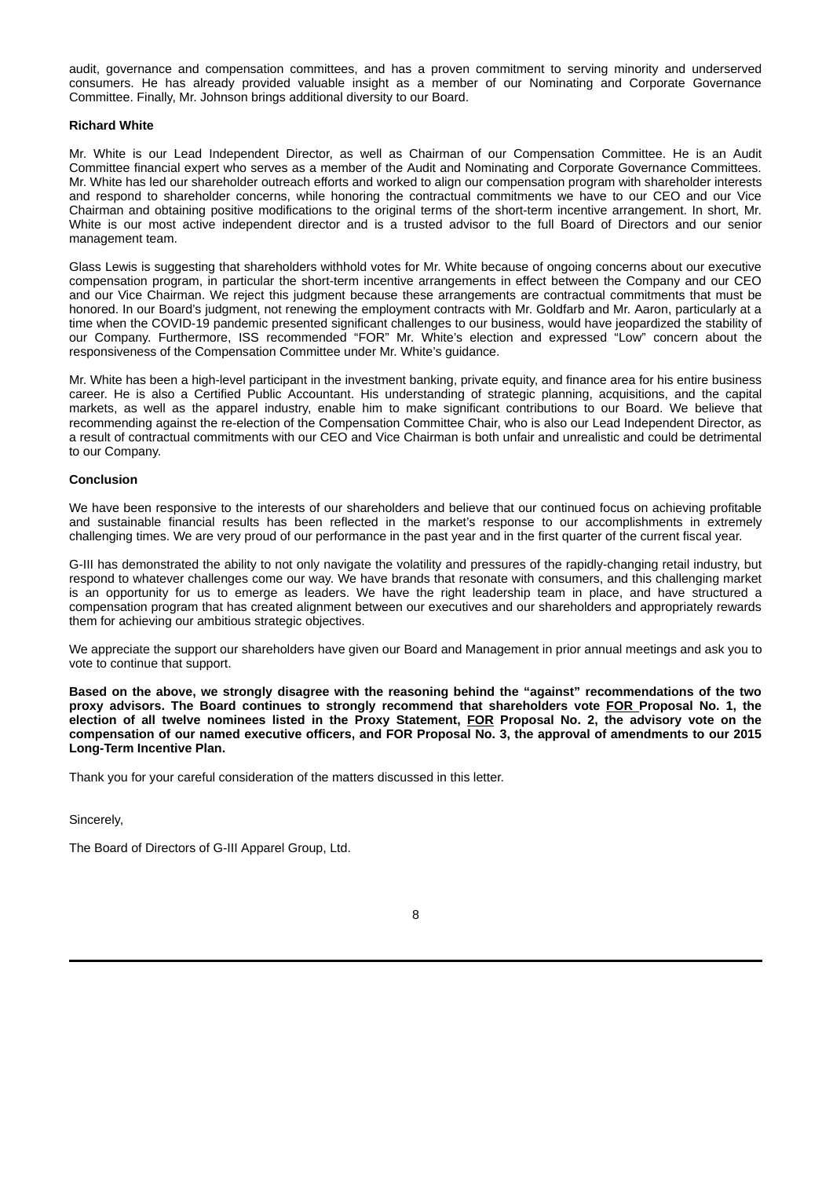audit, governance and compensation committees, and has a proven commitment to serving minority and underserved consumers. He has already provided valuable insight as a member of our Nominating and Corporate Governance Committee. Finally, Mr. Johnson brings additional diversity to our Board.

**Richard White**

Mr. White is our Lead Independent Director, as well as Chairman of our Compensation Committee. He is an Audit Committee financial expert who serves as a member of the Audit and Nominating and Corporate Governance Committees. Mr. White has led our shareholder outreach efforts and worked to align our compensation program with shareholder interests and respond to shareholder concerns, while honoring the contractual commitments we have to our CEO and our Vice Chairman and obtaining positive modifications to the original terms of the short-term incentive arrangement. In short, Mr. White is our most active independent director and is a trusted advisor to the full Board of Directors and our senior management team.

Glass Lewis is suggesting that shareholders withhold votes for Mr. White because of ongoing concerns about our executive compensation program, in particular the short-term incentive arrangements in effect between the Company and our CEO and our Vice Chairman. We reject this judgment because these arrangements are contractual commitments that must be honored. In our Board's judgment, not renewing the employment contracts with Mr. Goldfarb and Mr. Aaron, particularly at a time when the COVID-19 pandemic presented significant challenges to our business, would have jeopardized the stability of our Company. Furthermore, ISS recommended "FOR" Mr. White's election and expressed "Low" concern about the responsiveness of the Compensation Committee under Mr. White's guidance.

Mr. White has been a high-level participant in the investment banking, private equity, and finance area for his entire business career. He is also a Certified Public Accountant. His understanding of strategic planning, acquisitions, and the capital markets, as well as the apparel industry, enable him to make significant contributions to our Board. We believe that recommending against the re-election of the Compensation Committee Chair, who is also our Lead Independent Director, as a result of contractual commitments with our CEO and Vice Chairman is both unfair and unrealistic and could be detrimental to our Company.

**Conclusion**

We have been responsive to the interests of our shareholders and believe that our continued focus on achieving profitable and sustainable financial results has been reflected in the market's response to our accomplishments in extremely challenging times. We are very proud of our performance in the past year and in the first quarter of the current fiscal year.

G-III has demonstrated the ability to not only navigate the volatility and pressures of the rapidly-changing retail industry, but respond to whatever challenges come our way. We have brands that resonate with consumers, and this challenging market is an opportunity for us to emerge as leaders. We have the right leadership team in place, and have structured a compensation program that has created alignment between our executives and our shareholders and appropriately rewards them for achieving our ambitious strategic objectives.

We appreciate the support our shareholders have given our Board and Management in prior annual meetings and ask you to vote to continue that support.

**Based on the above, we strongly disagree with the reasoning behind the "against" recommendations of the two proxy advisors. The Board continues to strongly recommend that shareholders vote FOR Proposal No. 1, the election of all twelve nominees listed in the Proxy Statement, FOR Proposal No. 2, the advisory vote on the compensation of our named executive officers, and FOR Proposal No. 3, the approval of amendments to our 2015 Long-Term Incentive Plan.**

Thank you for your careful consideration of the matters discussed in this letter.

Sincerely,

The Board of Directors of G-III Apparel Group, Ltd.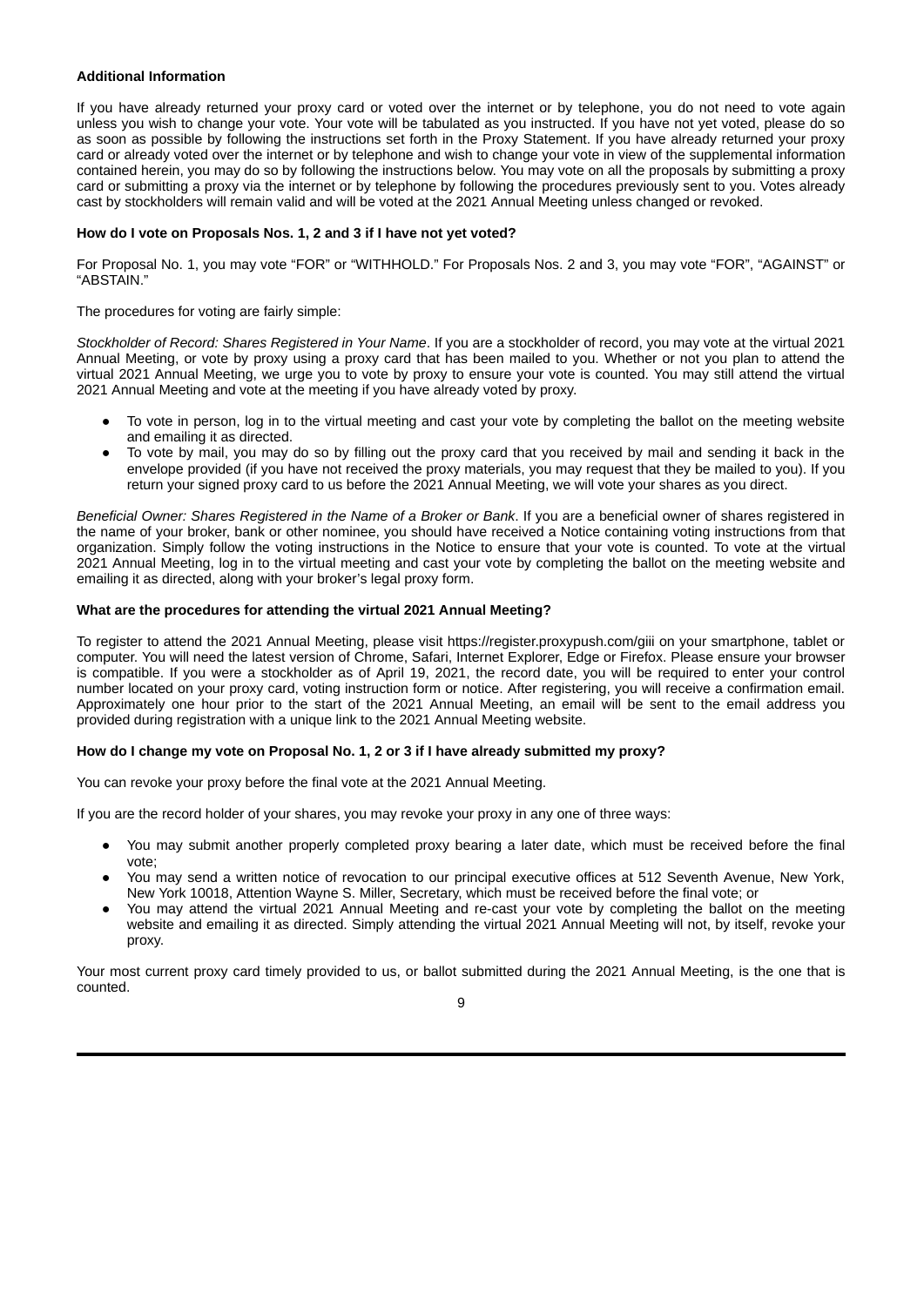**Additional Information**

If you have already returned your proxy card or voted over the internet or by telephone, you do not need to vote again unless you wish to change your vote. Your vote will be tabulated as you instructed. If you have not yet voted, please do so as soon as possible by following the instructions set forth in the Proxy Statement. If you have already returned your proxy card or already voted over the internet or by telephone and wish to change your vote in view of the supplemental information contained herein, you may do so by following the instructions below. You may vote on all the proposals by submitting a proxy card or submitting a proxy via the internet or by telephone by following the procedures previously sent to you. Votes already cast by stockholders will remain valid and will be voted at the 2021 Annual Meeting unless changed or revoked.

**How do I vote on Proposals Nos. 1, 2 and 3 if I have not yet voted?**

For Proposal No. 1, you may vote "FOR" or "WITHHOLD." For Proposals Nos. 2 and 3, you may vote "FOR", "AGAINST" or "ABSTAIN."

The procedures for voting are fairly simple:

*Stockholder of Record: Shares Registered in Your Name*. If you are a stockholder of record, you may vote at the virtual 2021 Annual Meeting, or vote by proxy using a proxy card that has been mailed to you. Whether or not you plan to attend the virtual 2021 Annual Meeting, we urge you to vote by proxy to ensure your vote is counted. You may still attend the virtual 2021 Annual Meeting and vote at the meeting if you have already voted by proxy.

- To vote in person, log in to the virtual meeting and cast your vote by completing the ballot on the meeting website and emailing it as directed.
- To vote by mail, you may do so by filling out the proxy card that you received by mail and sending it back in the envelope provided (if you have not received the proxy materials, you may request that they be mailed to you). If you return your signed proxy card to us before the 2021 Annual Meeting, we will vote your shares as you direct.

*Beneficial Owner: Shares Registered in the Name of a Broker or Bank*. If you are a beneficial owner of shares registered in the name of your broker, bank or other nominee, you should have received a Notice containing voting instructions from that organization. Simply follow the voting instructions in the Notice to ensure that your vote is counted. To vote at the virtual 2021 Annual Meeting, log in to the virtual meeting and cast your vote by completing the ballot on the meeting website and emailing it as directed, along with your broker's legal proxy form.

**What are the procedures for attending the virtual 2021 Annual Meeting?**

To register to attend the 2021 Annual Meeting, please visit https://register.proxypush.com/giii on your smartphone, tablet or computer. You will need the latest version of Chrome, Safari, Internet Explorer, Edge or Firefox. Please ensure your browser is compatible. If you were a stockholder as of April 19, 2021, the record date, you will be required to enter your control number located on your proxy card, voting instruction form or notice. After registering, you will receive a confirmation email. Approximately one hour prior to the start of the 2021 Annual Meeting, an email will be sent to the email address you provided during registration with a unique link to the 2021 Annual Meeting website.

**How do I change my vote on Proposal No. 1, 2 or 3 if I have already submitted my proxy?**

You can revoke your proxy before the final vote at the 2021 Annual Meeting.

If you are the record holder of your shares, you may revoke your proxy in any one of three ways:

- You may submit another properly completed proxy bearing a later date, which must be received before the final vote;
- You may send a written notice of revocation to our principal executive offices at 512 Seventh Avenue, New York, New York 10018, Attention Wayne S. Miller, Secretary, which must be received before the final vote; or
- You may attend the virtual 2021 Annual Meeting and re-cast your vote by completing the ballot on the meeting website and emailing it as directed. Simply attending the virtual 2021 Annual Meeting will not, by itself, revoke your proxy.

Your most current proxy card timely provided to us, or ballot submitted during the 2021 Annual Meeting, is the one that is counted.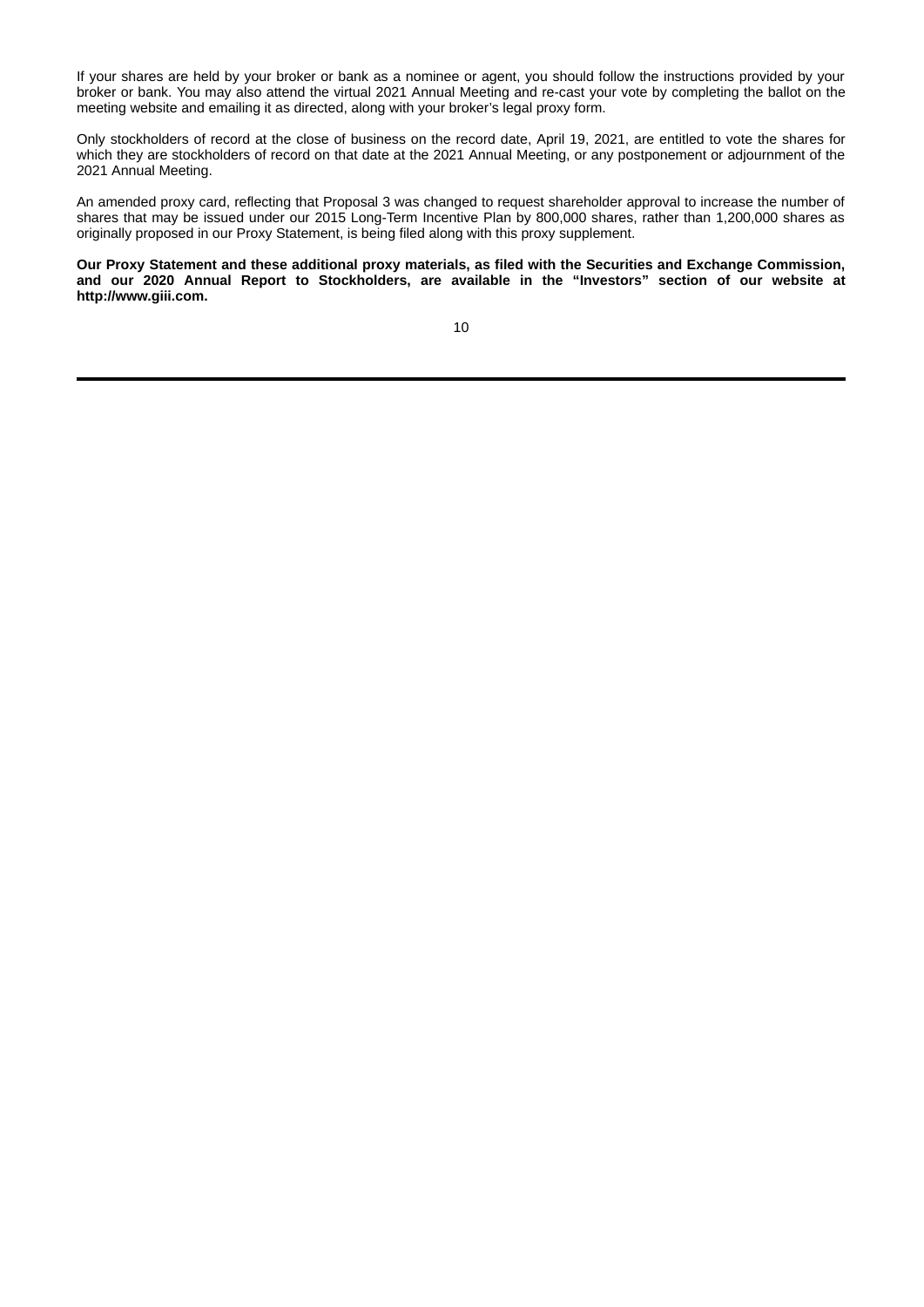If your shares are held by your broker or bank as a nominee or agent, you should follow the instructions provided by your broker or bank. You may also attend the virtual 2021 Annual Meeting and re-cast your vote by completing the ballot on the meeting website and emailing it as directed, along with your broker's legal proxy form.

Only stockholders of record at the close of business on the record date, April 19, 2021, are entitled to vote the shares for which they are stockholders of record on that date at the 2021 Annual Meeting, or any postponement or adjournment of the 2021 Annual Meeting.

An amended proxy card, reflecting that Proposal 3 was changed to request shareholder approval to increase the number of shares that may be issued under our 2015 Long-Term Incentive Plan by 800,000 shares, rather than 1,200,000 shares as originally proposed in our Proxy Statement, is being filed along with this proxy supplement.

**Our Proxy Statement and these additional proxy materials, as filed with the Securities and Exchange Commission, and our 2020 Annual Report to Stockholders, are available in the "Investors" section of our website at http://www.giii.com.**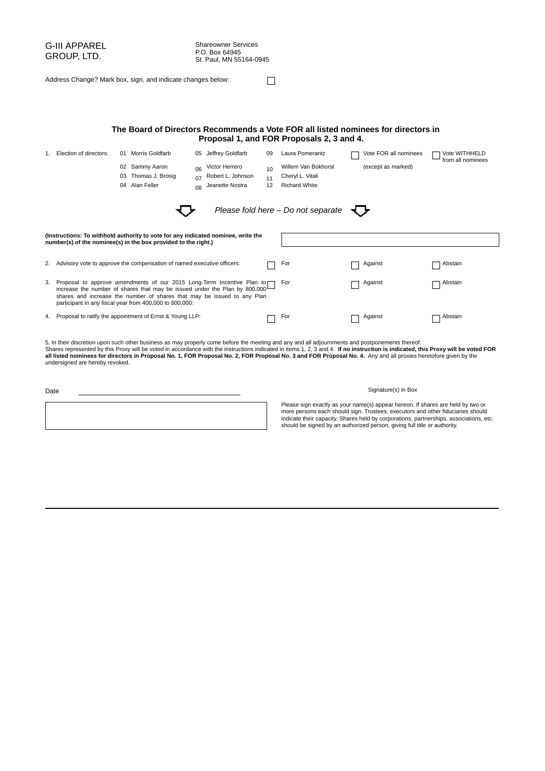G-III APPAREL GROUP, LTD.

Shareowner Services
P.O. Box 64945
St. Paul, MN 55164-0945

Address Change? Mark box, sign, and indicate changes below: ☐

**The Board of Directors Recommends a Vote FOR all listed nominees for directors in Proposal 1, and FOR Proposals 2, 3 and 4.**

1. Election of directors:

| | | | | |
|---|---|---|---|---|
| 01 Morris Goldfarb | 05 Jeffrey Goldfarb | 09 Laura Pomerantz | ☐ Vote FOR all nominees (except as marked) | ☐ Vote WITHHELD from all nominees |
| 02 Sammy Aaron | 06 Victor Herrero | 10 Willem Van Bokhorst | | |
| 03 Thomas J. Brosig | 07 Robert L. Johnson | 11 Cheryl L. Vitali | | |
| 04 Alan Feller | 08 Jeanette Nostra | 12 Richard White | | |

*Please fold here – Do not separate*

**(Instructions: To withhold authority to vote for any indicated nominee, write the number(s) of the nominee(s) in the box provided to the right.)**

2. Advisory vote to approve the compensation of named executive officers: ☐ For ☐ Against ☐ Abstain

3. Proposal to approve amendments of our 2015 Long-Term Incentive Plan to increase the number of shares that may be issued under the Plan by 800,000 shares and increase the number of shares that may be issued to any Plan participant in any fiscal year from 400,000 to 800,000: ☐ For ☐ Against ☐ Abstain

4. Proposal to ratify the appointment of Ernst & Young LLP: ☐ For ☐ Against ☐ Abstain

5. In their discretion upon such other business as may properly come before the meeting and any and all adjournments and postponements thereof.
Shares represented by this Proxy will be voted in accordance with the instructions indicated in items 1, 2, 3 and 4. **If no instruction is indicated, this Proxy will be voted FOR all listed nominees for directors in Proposal No. 1, FOR Proposal No. 2, FOR Proposal No. 3 and FOR Proposal No. 4.** Any and all proxies heretofore given by the undersigned are hereby revoked.

Date ______________________

Signature(s) in Box

Please sign exactly as your name(s) appear hereon. If shares are held by two or more persons each should sign. Trustees, executors and other fiduciaries should indicate their capacity. Shares held by corporations, partnerships, associations, etc. should be signed by an authorized person, giving full title or authority.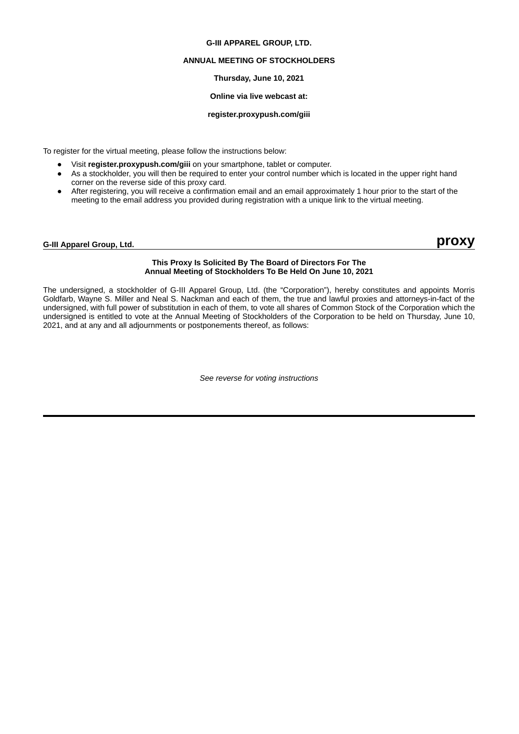**G-III APPAREL GROUP, LTD.**

**ANNUAL MEETING OF STOCKHOLDERS**

**Thursday, June 10, 2021**

**Online via live webcast at:**

**register.proxypush.com/giii**

To register for the virtual meeting, please follow the instructions below:

- Visit **register.proxypush.com/giii** on your smartphone, tablet or computer.
- As a stockholder, you will then be required to enter your control number which is located in the upper right hand corner on the reverse side of this proxy card.
- After registering, you will receive a confirmation email and an email approximately 1 hour prior to the start of the meeting to the email address you provided during registration with a unique link to the virtual meeting.

**G-III Apparel Group, Ltd.** **proxy**

**This Proxy Is Solicited By The Board of Directors For The Annual Meeting of Stockholders To Be Held On June 10, 2021**

The undersigned, a stockholder of G-III Apparel Group, Ltd. (the "Corporation"), hereby constitutes and appoints Morris Goldfarb, Wayne S. Miller and Neal S. Nackman and each of them, the true and lawful proxies and attorneys-in-fact of the undersigned, with full power of substitution in each of them, to vote all shares of Common Stock of the Corporation which the undersigned is entitled to vote at the Annual Meeting of Stockholders of the Corporation to be held on Thursday, June 10, 2021, and at any and all adjournments or postponements thereof, as follows:

*See reverse for voting instructions*